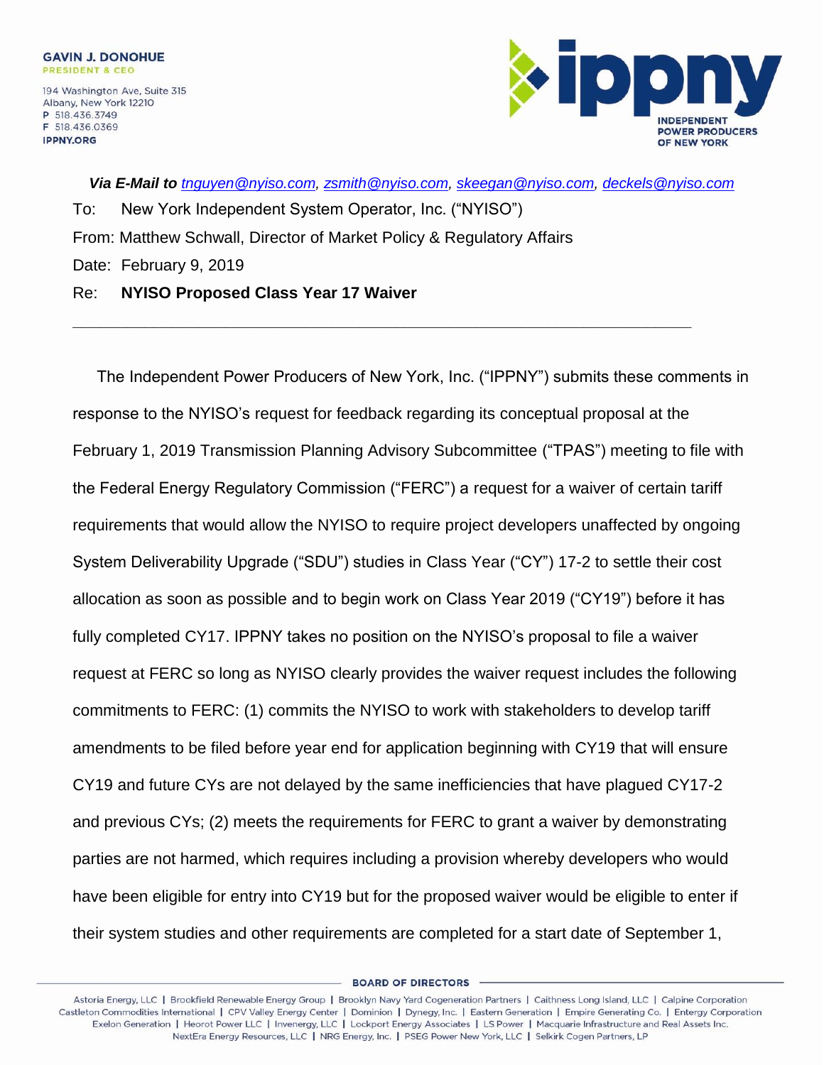**GAVIN J. DONOHUE**
PRESIDENT & CEO

194 Washington Ave, Suite 315
Albany, New York 12210
P 518.436.3749
F 518.436.0369
IPPNY.ORG

**ippny**
INDEPENDENT POWER PRODUCERS OF NEW YORK

***Via E-Mail to** tnguyen@nyiso.com, zsmith@nyiso.com, skeegan@nyiso.com, deckels@nyiso.com*

To: New York Independent System Operator, Inc. ("NYISO")

From: Matthew Schwall, Director of Market Policy & Regulatory Affairs

Date: February 9, 2019

Re: **NYISO Proposed Class Year 17 Waiver**

---

The Independent Power Producers of New York, Inc. ("IPPNY") submits these comments in response to the NYISO's request for feedback regarding its conceptual proposal at the February 1, 2019 Transmission Planning Advisory Subcommittee ("TPAS") meeting to file with the Federal Energy Regulatory Commission ("FERC") a request for a waiver of certain tariff requirements that would allow the NYISO to require project developers unaffected by ongoing System Deliverability Upgrade ("SDU") studies in Class Year ("CY") 17-2 to settle their cost allocation as soon as possible and to begin work on Class Year 2019 ("CY19") before it has fully completed CY17. IPPNY takes no position on the NYISO's proposal to file a waiver request at FERC so long as NYISO clearly provides the waiver request includes the following commitments to FERC: (1) commits the NYISO to work with stakeholders to develop tariff amendments to be filed before year end for application beginning with CY19 that will ensure CY19 and future CYs are not delayed by the same inefficiencies that have plagued CY17-2 and previous CYs; (2) meets the requirements for FERC to grant a waiver by demonstrating parties are not harmed, which requires including a provision whereby developers who would have been eligible for entry into CY19 but for the proposed waiver would be eligible to enter if their system studies and other requirements are completed for a start date of September 1,

BOARD OF DIRECTORS

Astoria Energy, LLC | Brookfield Renewable Energy Group | Brooklyn Navy Yard Cogeneration Partners | Caithness Long Island, LLC | Calpine Corporation
Castleton Commodities International | CPV Valley Energy Center | Dominion | Dynegy, Inc. | Eastern Generation | Empire Generating Co. | Entergy Corporation
Exelon Generation | Heorot Power LLC | Invenergy, LLC | Lockport Energy Associates | LS Power | Macquarie Infrastructure and Real Assets Inc.
NextEra Energy Resources, LLC | NRG Energy, Inc. | PSEG Power New York, LLC | Selkirk Cogen Partners, LP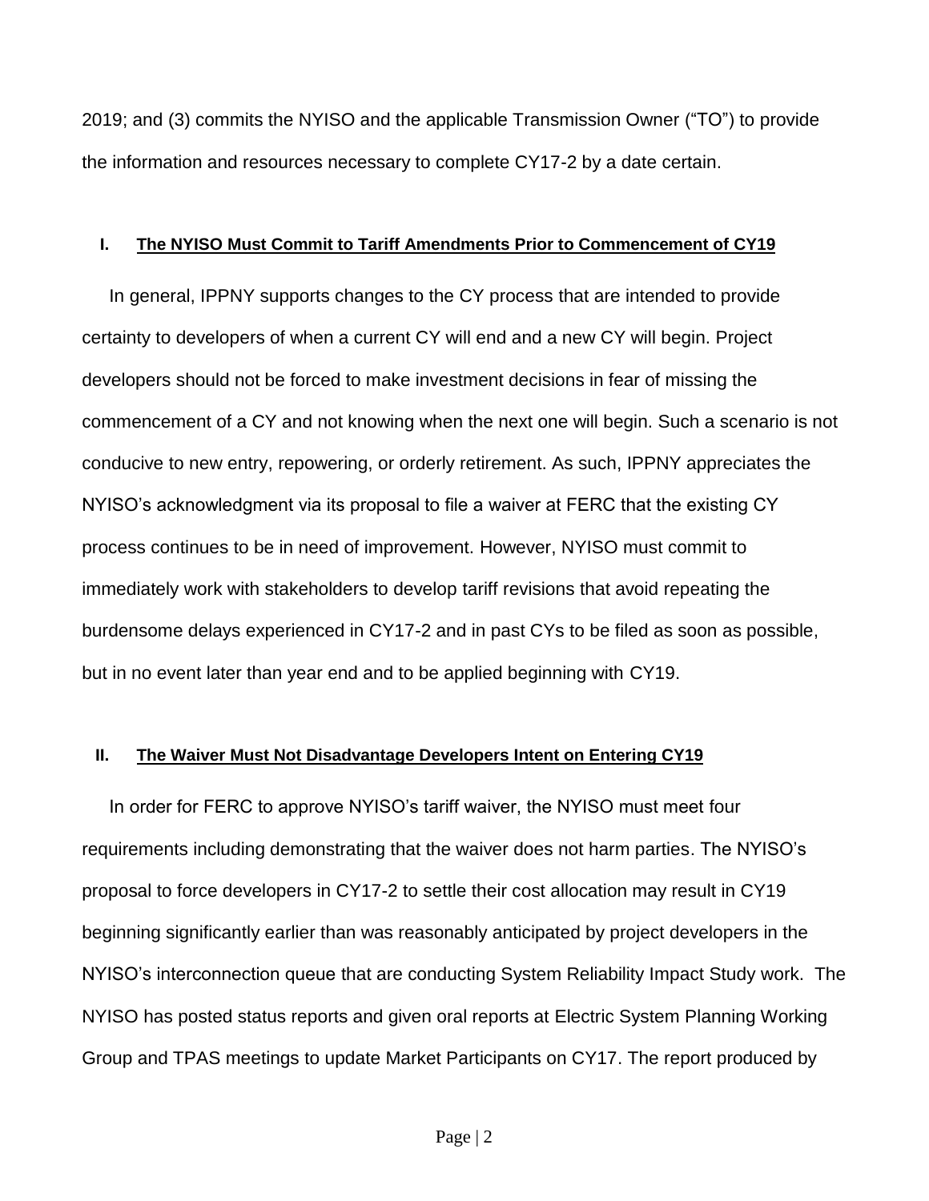2019; and (3) commits the NYISO and the applicable Transmission Owner ("TO") to provide the information and resources necessary to complete CY17-2 by a date certain.

## I. The NYISO Must Commit to Tariff Amendments Prior to Commencement of CY19

In general, IPPNY supports changes to the CY process that are intended to provide certainty to developers of when a current CY will end and a new CY will begin. Project developers should not be forced to make investment decisions in fear of missing the commencement of a CY and not knowing when the next one will begin. Such a scenario is not conducive to new entry, repowering, or orderly retirement. As such, IPPNY appreciates the NYISO's acknowledgment via its proposal to file a waiver at FERC that the existing CY process continues to be in need of improvement. However, NYISO must commit to immediately work with stakeholders to develop tariff revisions that avoid repeating the burdensome delays experienced in CY17-2 and in past CYs to be filed as soon as possible, but in no event later than year end and to be applied beginning with CY19.

## II. The Waiver Must Not Disadvantage Developers Intent on Entering CY19

In order for FERC to approve NYISO's tariff waiver, the NYISO must meet four requirements including demonstrating that the waiver does not harm parties. The NYISO's proposal to force developers in CY17-2 to settle their cost allocation may result in CY19 beginning significantly earlier than was reasonably anticipated by project developers in the NYISO's interconnection queue that are conducting System Reliability Impact Study work. The NYISO has posted status reports and given oral reports at Electric System Planning Working Group and TPAS meetings to update Market Participants on CY17. The report produced by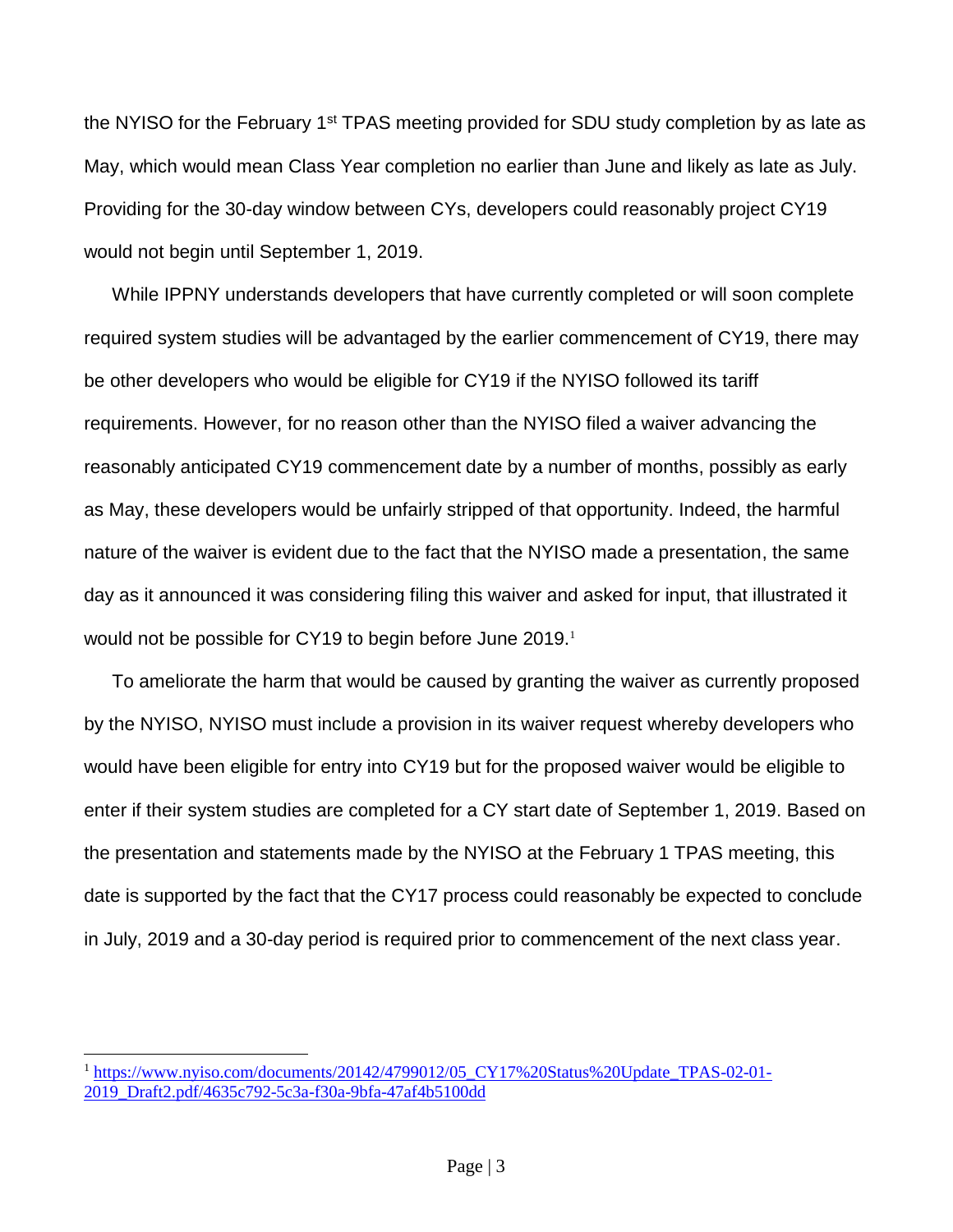the NYISO for the February 1st TPAS meeting provided for SDU study completion by as late as May, which would mean Class Year completion no earlier than June and likely as late as July. Providing for the 30-day window between CYs, developers could reasonably project CY19 would not begin until September 1, 2019.

While IPPNY understands developers that have currently completed or will soon complete required system studies will be advantaged by the earlier commencement of CY19, there may be other developers who would be eligible for CY19 if the NYISO followed its tariff requirements. However, for no reason other than the NYISO filed a waiver advancing the reasonably anticipated CY19 commencement date by a number of months, possibly as early as May, these developers would be unfairly stripped of that opportunity. Indeed, the harmful nature of the waiver is evident due to the fact that the NYISO made a presentation, the same day as it announced it was considering filing this waiver and asked for input, that illustrated it would not be possible for CY19 to begin before June 2019.[1]

To ameliorate the harm that would be caused by granting the waiver as currently proposed by the NYISO, NYISO must include a provision in its waiver request whereby developers who would have been eligible for entry into CY19 but for the proposed waiver would be eligible to enter if their system studies are completed for a CY start date of September 1, 2019. Based on the presentation and statements made by the NYISO at the February 1 TPAS meeting, this date is supported by the fact that the CY17 process could reasonably be expected to conclude in July, 2019 and a 30-day period is required prior to commencement of the next class year.

---

[1] https://www.nyiso.com/documents/20142/4799012/05_CY17%20Status%20Update_TPAS-02-01-2019_Draft2.pdf/4635c792-5c3a-f30a-9bfa-47af4b5100dd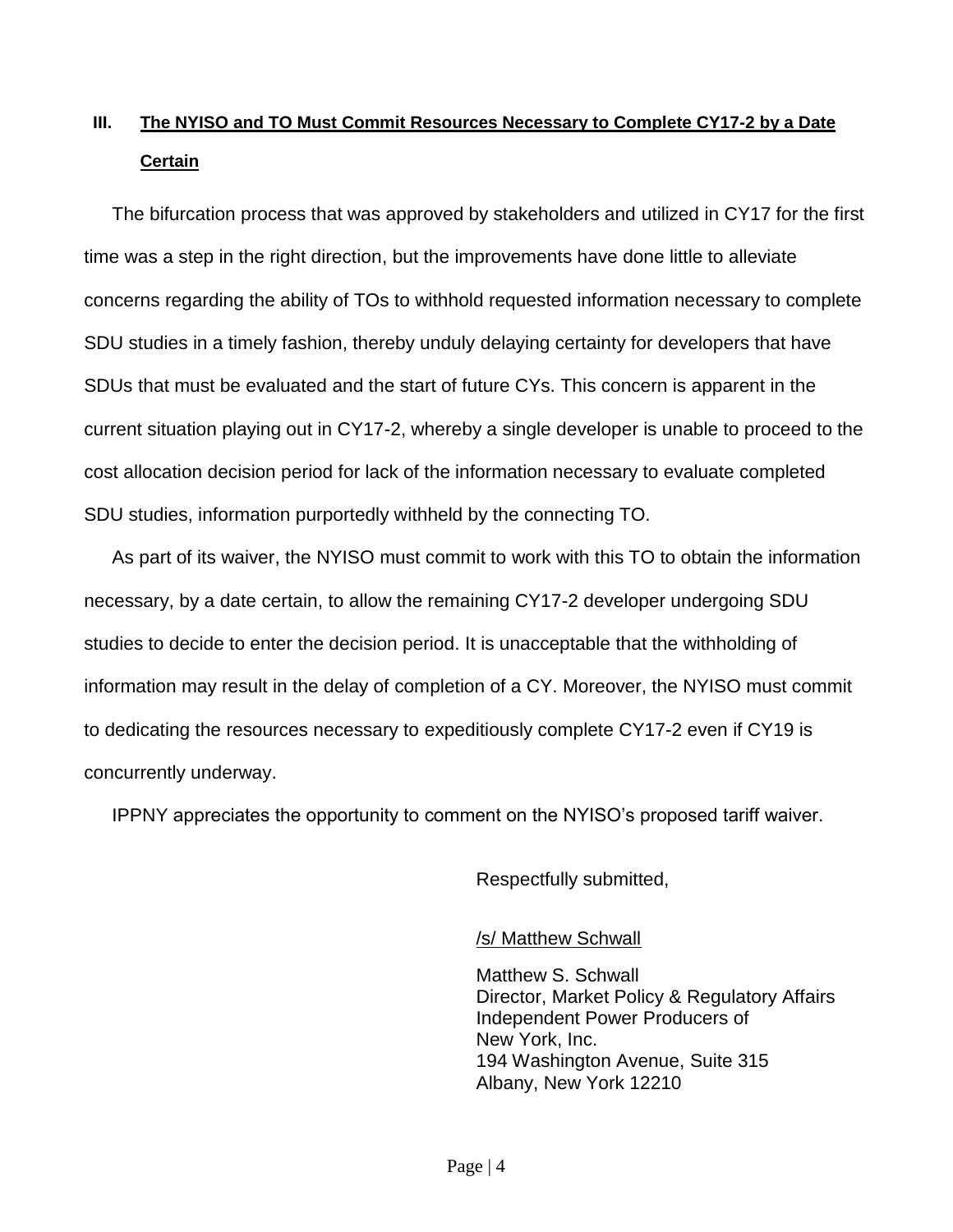## III. The NYISO and TO Must Commit Resources Necessary to Complete CY17-2 by a Date Certain

The bifurcation process that was approved by stakeholders and utilized in CY17 for the first time was a step in the right direction, but the improvements have done little to alleviate concerns regarding the ability of TOs to withhold requested information necessary to complete SDU studies in a timely fashion, thereby unduly delaying certainty for developers that have SDUs that must be evaluated and the start of future CYs. This concern is apparent in the current situation playing out in CY17-2, whereby a single developer is unable to proceed to the cost allocation decision period for lack of the information necessary to evaluate completed SDU studies, information purportedly withheld by the connecting TO.

As part of its waiver, the NYISO must commit to work with this TO to obtain the information necessary, by a date certain, to allow the remaining CY17-2 developer undergoing SDU studies to decide to enter the decision period. It is unacceptable that the withholding of information may result in the delay of completion of a CY. Moreover, the NYISO must commit to dedicating the resources necessary to expeditiously complete CY17-2 even if CY19 is concurrently underway.

IPPNY appreciates the opportunity to comment on the NYISO's proposed tariff waiver.

Respectfully submitted,

/s/ Matthew Schwall

Matthew S. Schwall
Director, Market Policy & Regulatory Affairs
Independent Power Producers of
New York, Inc.
194 Washington Avenue, Suite 315
Albany, New York 12210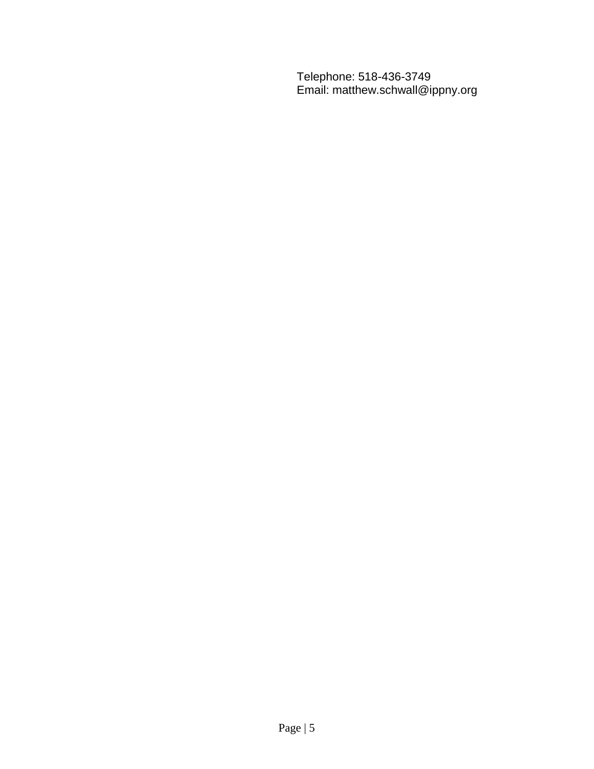Telephone: 518-436-3749
Email: matthew.schwall@ippny.org